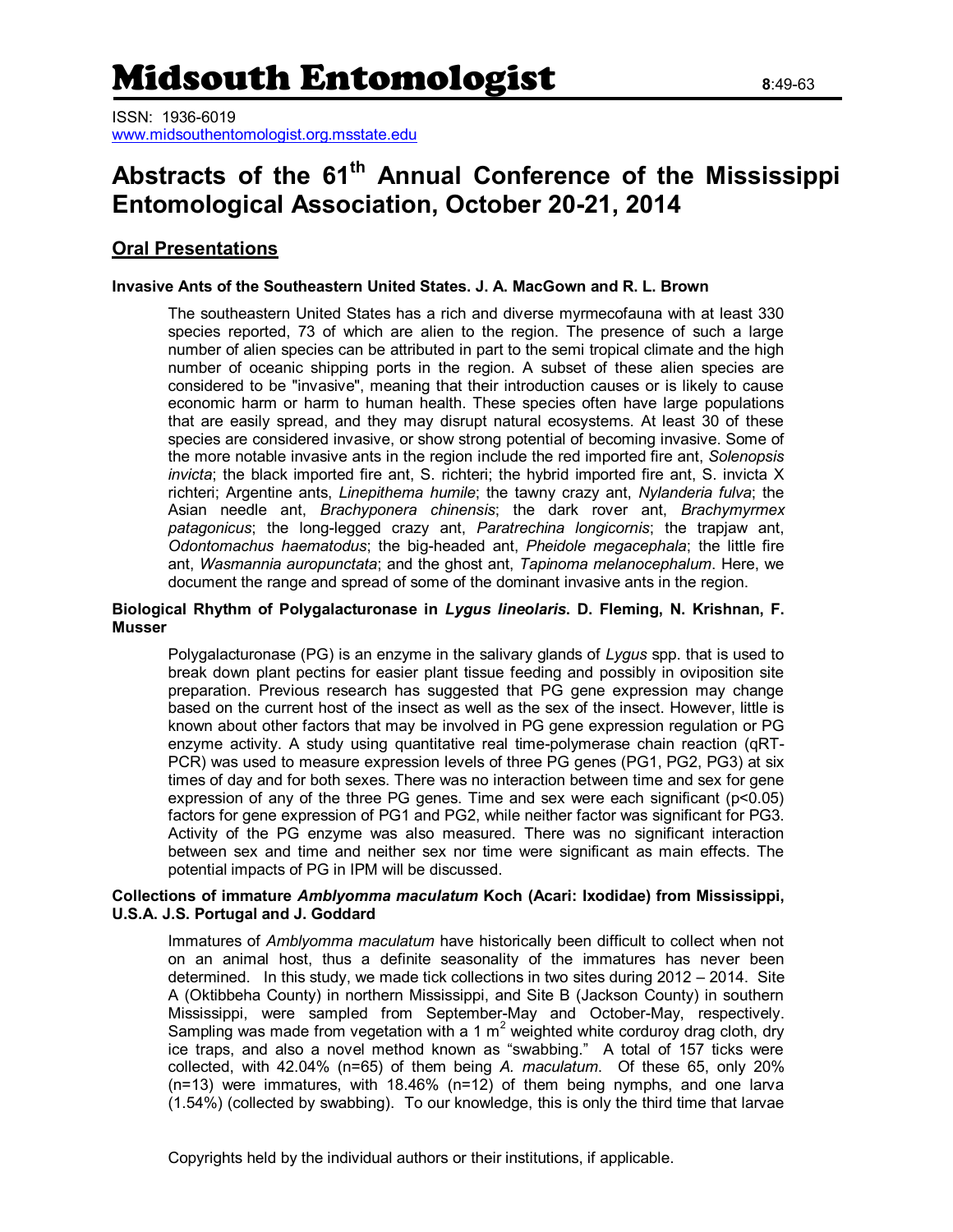# Midsouth Entomologist

ISSN: 1936-6019
www.midsouthentomologist.org.msstate.edu

# Abstracts of the 61st Annual Conference of the Mississippi Entomological Association, October 20-21, 2014

## Oral Presentations

### Invasive Ants of the Southeastern United States. J. A. MacGown and R. L. Brown

The southeastern United States has a rich and diverse myrmecofauna with at least 330 species reported, 73 of which are alien to the region. The presence of such a large number of alien species can be attributed in part to the semi tropical climate and the high number of oceanic shipping ports in the region. A subset of these alien species are considered to be "invasive", meaning that their introduction causes or is likely to cause economic harm or harm to human health. These species often have large populations that are easily spread, and they may disrupt natural ecosystems. At least 30 of these species are considered invasive, or show strong potential of becoming invasive. Some of the more notable invasive ants in the region include the red imported fire ant, *Solenopsis invicta*; the black imported fire ant, S. richteri; the hybrid imported fire ant, S. invicta X richteri; Argentine ants, *Linepithema humile*; the tawny crazy ant, *Nylanderia fulva*; the Asian needle ant, *Brachyponera chinensis*; the dark rover ant, *Brachymyrmex patagonicus*; the long-legged crazy ant, *Paratrechina longicornis*; the trapjaw ant, *Odontomachus haematodus*; the big-headed ant, *Pheidole megacephala*; the little fire ant, *Wasmannia auropunctata*; and the ghost ant, *Tapinoma melanocephalum*. Here, we document the range and spread of some of the dominant invasive ants in the region.

### Biological Rhythm of Polygalacturonase in *Lygus lineolaris*. D. Fleming, N. Krishnan, F. Musser

Polygalacturonase (PG) is an enzyme in the salivary glands of *Lygus* spp. that is used to break down plant pectins for easier plant tissue feeding and possibly in oviposition site preparation. Previous research has suggested that PG gene expression may change based on the current host of the insect as well as the sex of the insect. However, little is known about other factors that may be involved in PG gene expression regulation or PG enzyme activity. A study using quantitative real time-polymerase chain reaction (qRT-PCR) was used to measure expression levels of three PG genes (PG1, PG2, PG3) at six times of day and for both sexes. There was no interaction between time and sex for gene expression of any of the three PG genes. Time and sex were each significant ($p<0.05$) factors for gene expression of PG1 and PG2, while neither factor was significant for PG3. Activity of the PG enzyme was also measured. There was no significant interaction between sex and time and neither sex nor time were significant as main effects. The potential impacts of PG in IPM will be discussed.

### Collections of immature *Amblyomma maculatum* Koch (Acari: Ixodidae) from Mississippi, U.S.A. J.S. Portugal and J. Goddard

Immatures of *Amblyomma maculatum* have historically been difficult to collect when not on an animal host, thus a definite seasonality of the immatures has never been determined. In this study, we made tick collections in two sites during 2012 – 2014. Site A (Oktibbeha County) in northern Mississippi, and Site B (Jackson County) in southern Mississippi, were sampled from September-May and October-May, respectively. Sampling was made from vegetation with a 1 $m^2$ weighted white corduroy drag cloth, dry ice traps, and also a novel method known as "swabbing." A total of 157 ticks were collected, with 42.04% (n=65) of them being *A. maculatum*. Of these 65, only 20% (n=13) were immatures, with 18.46% (n=12) of them being nymphs, and one larva (1.54%) (collected by swabbing). To our knowledge, this is only the third time that larvae

Copyrights held by the individual authors or their institutions, if applicable.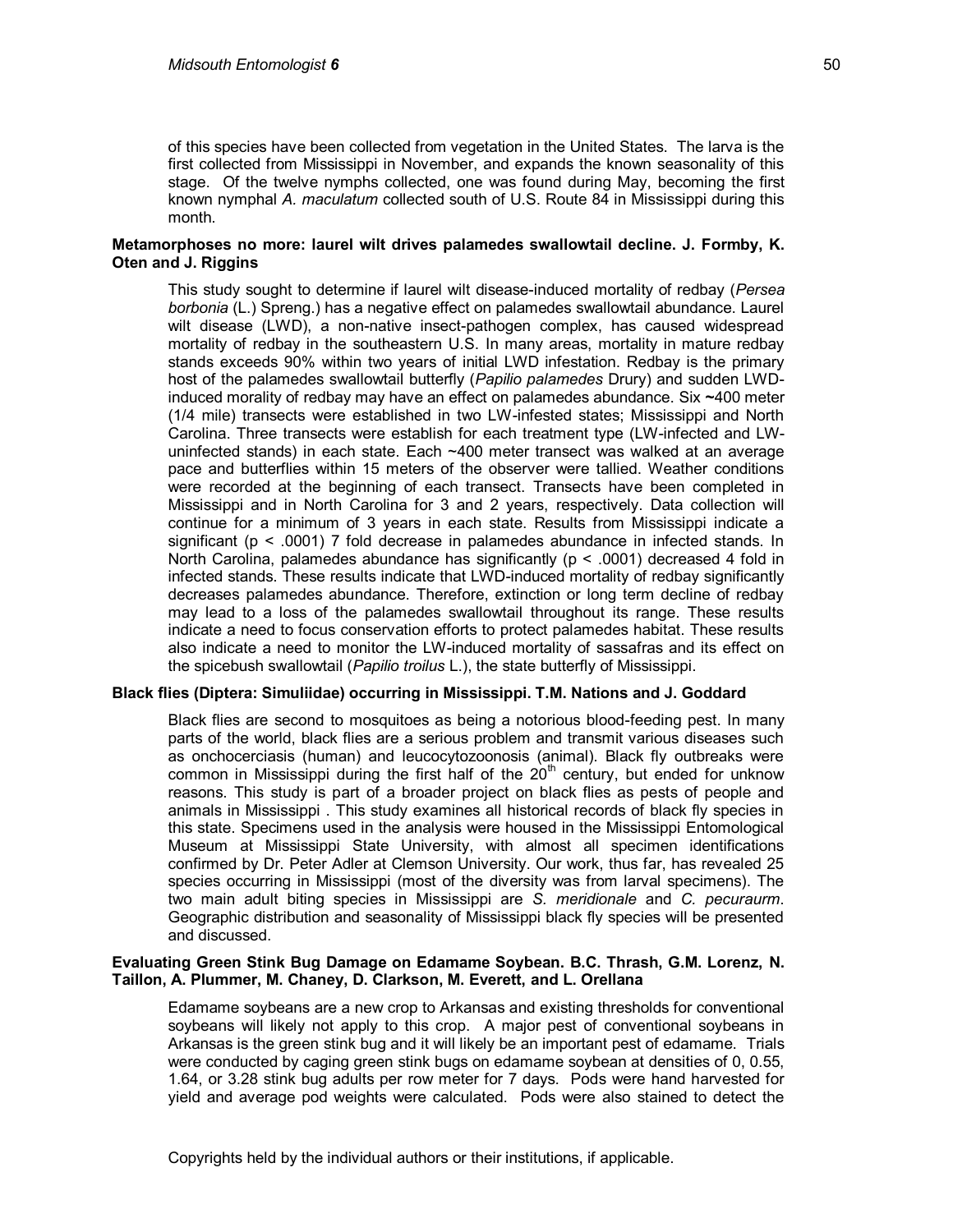of this species have been collected from vegetation in the United States. The larva is the first collected from Mississippi in November, and expands the known seasonality of this stage. Of the twelve nymphs collected, one was found during May, becoming the first known nymphal *A. maculatum* collected south of U.S. Route 84 in Mississippi during this month.

**Metamorphoses no more: laurel wilt drives palamedes swallowtail decline. J. Formby, K. Oten and J. Riggins**

This study sought to determine if laurel wilt disease-induced mortality of redbay (*Persea borbonia* (L.) Spreng.) has a negative effect on palamedes swallowtail abundance. Laurel wilt disease (LWD), a non-native insect-pathogen complex, has caused widespread mortality of redbay in the southeastern U.S. In many areas, mortality in mature redbay stands exceeds 90% within two years of initial LWD infestation. Redbay is the primary host of the palamedes swallowtail butterfly (*Papilio palamedes* Drury) and sudden LWD-induced morality of redbay may have an effect on palamedes abundance. Six **~**400 meter (1/4 mile) transects were established in two LW-infested states; Mississippi and North Carolina. Three transects were establish for each treatment type (LW-infected and LW-uninfected stands) in each state. Each ~400 meter transect was walked at an average pace and butterflies within 15 meters of the observer were tallied. Weather conditions were recorded at the beginning of each transect. Transects have been completed in Mississippi and in North Carolina for 3 and 2 years, respectively. Data collection will continue for a minimum of 3 years in each state. Results from Mississippi indicate a significant ($p < .0001$) 7 fold decrease in palamedes abundance in infected stands. In North Carolina, palamedes abundance has significantly ($p < .0001$) decreased 4 fold in infected stands. These results indicate that LWD-induced mortality of redbay significantly decreases palamedes abundance. Therefore, extinction or long term decline of redbay may lead to a loss of the palamedes swallowtail throughout its range. These results indicate a need to focus conservation efforts to protect palamedes habitat. These results also indicate a need to monitor the LW-induced mortality of sassafras and its effect on the spicebush swallowtail (*Papilio troilus* L.), the state butterfly of Mississippi.

**Black flies (Diptera: Simuliidae) occurring in Mississippi. T.M. Nations and J. Goddard**

Black flies are second to mosquitoes as being a notorious blood-feeding pest. In many parts of the world, black flies are a serious problem and transmit various diseases such as onchocerciasis (human) and leucocytozoonosis (animal). Black fly outbreaks were common in Mississippi during the first half of the 20th century, but ended for unknow reasons. This study is part of a broader project on black flies as pests of people and animals in Mississippi . This study examines all historical records of black fly species in this state. Specimens used in the analysis were housed in the Mississippi Entomological Museum at Mississippi State University, with almost all specimen identifications confirmed by Dr. Peter Adler at Clemson University. Our work, thus far, has revealed 25 species occurring in Mississippi (most of the diversity was from larval specimens). The two main adult biting species in Mississippi are *S. meridionale* and *C. pecuraurm*. Geographic distribution and seasonality of Mississippi black fly species will be presented and discussed.

**Evaluating Green Stink Bug Damage on Edamame Soybean. B.C. Thrash, G.M. Lorenz, N. Taillon, A. Plummer, M. Chaney, D. Clarkson, M. Everett, and L. Orellana**

Edamame soybeans are a new crop to Arkansas and existing thresholds for conventional soybeans will likely not apply to this crop. A major pest of conventional soybeans in Arkansas is the green stink bug and it will likely be an important pest of edamame. Trials were conducted by caging green stink bugs on edamame soybean at densities of 0, 0.55, 1.64, or 3.28 stink bug adults per row meter for 7 days. Pods were hand harvested for yield and average pod weights were calculated. Pods were also stained to detect the

Copyrights held by the individual authors or their institutions, if applicable.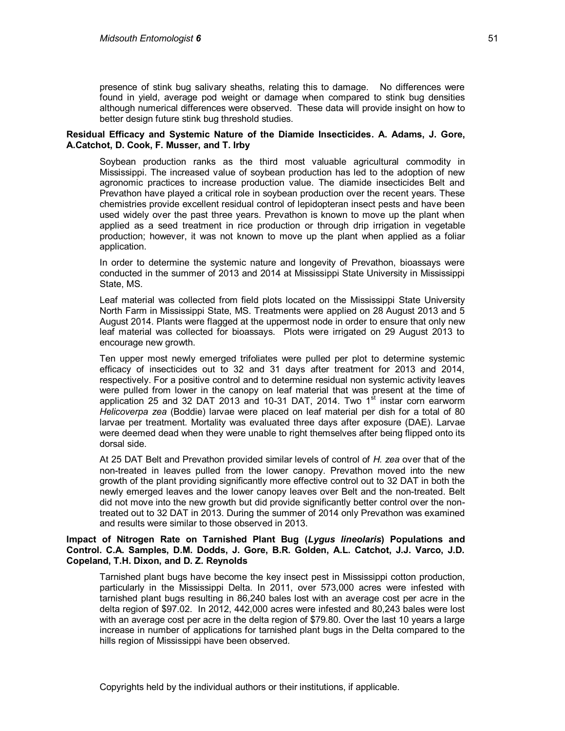presence of stink bug salivary sheaths, relating this to damage. No differences were found in yield, average pod weight or damage when compared to stink bug densities although numerical differences were observed. These data will provide insight on how to better design future stink bug threshold studies.

**Residual Efficacy and Systemic Nature of the Diamide Insecticides. A. Adams, J. Gore, A.Catchot, D. Cook, F. Musser, and T. Irby**

Soybean production ranks as the third most valuable agricultural commodity in Mississippi. The increased value of soybean production has led to the adoption of new agronomic practices to increase production value. The diamide insecticides Belt and Prevathon have played a critical role in soybean production over the recent years. These chemistries provide excellent residual control of lepidopteran insect pests and have been used widely over the past three years. Prevathon is known to move up the plant when applied as a seed treatment in rice production or through drip irrigation in vegetable production; however, it was not known to move up the plant when applied as a foliar application.

In order to determine the systemic nature and longevity of Prevathon, bioassays were conducted in the summer of 2013 and 2014 at Mississippi State University in Mississippi State, MS.

Leaf material was collected from field plots located on the Mississippi State University North Farm in Mississippi State, MS. Treatments were applied on 28 August 2013 and 5 August 2014. Plants were flagged at the uppermost node in order to ensure that only new leaf material was collected for bioassays. Plots were irrigated on 29 August 2013 to encourage new growth.

Ten upper most newly emerged trifoliates were pulled per plot to determine systemic efficacy of insecticides out to 32 and 31 days after treatment for 2013 and 2014, respectively. For a positive control and to determine residual non systemic activity leaves were pulled from lower in the canopy on leaf material that was present at the time of application 25 and 32 DAT 2013 and 10-31 DAT, 2014. Two 1st instar corn earworm *Helicoverpa zea* (Boddie) larvae were placed on leaf material per dish for a total of 80 larvae per treatment. Mortality was evaluated three days after exposure (DAE). Larvae were deemed dead when they were unable to right themselves after being flipped onto its dorsal side.

At 25 DAT Belt and Prevathon provided similar levels of control of *H. zea* over that of the non-treated in leaves pulled from the lower canopy. Prevathon moved into the new growth of the plant providing significantly more effective control out to 32 DAT in both the newly emerged leaves and the lower canopy leaves over Belt and the non-treated. Belt did not move into the new growth but did provide significantly better control over the non-treated out to 32 DAT in 2013. During the summer of 2014 only Prevathon was examined and results were similar to those observed in 2013.

**Impact of Nitrogen Rate on Tarnished Plant Bug (*Lygus lineolaris*) Populations and Control. C.A. Samples, D.M. Dodds, J. Gore, B.R. Golden, A.L. Catchot, J.J. Varco, J.D. Copeland, T.H. Dixon, and D. Z. Reynolds**

Tarnished plant bugs have become the key insect pest in Mississippi cotton production, particularly in the Mississippi Delta. In 2011, over 573,000 acres were infested with tarnished plant bugs resulting in 86,240 bales lost with an average cost per acre in the delta region of $97.02. In 2012, 442,000 acres were infested and 80,243 bales were lost with an average cost per acre in the delta region of $79.80. Over the last 10 years a large increase in number of applications for tarnished plant bugs in the Delta compared to the hills region of Mississippi have been observed.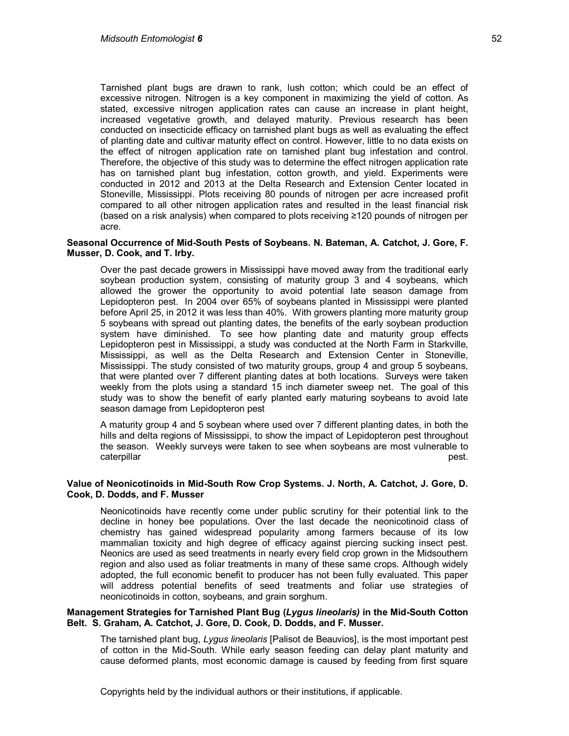Tarnished plant bugs are drawn to rank, lush cotton; which could be an effect of excessive nitrogen. Nitrogen is a key component in maximizing the yield of cotton. As stated, excessive nitrogen application rates can cause an increase in plant height, increased vegetative growth, and delayed maturity. Previous research has been conducted on insecticide efficacy on tarnished plant bugs as well as evaluating the effect of planting date and cultivar maturity effect on control. However, little to no data exists on the effect of nitrogen application rate on tarnished plant bug infestation and control. Therefore, the objective of this study was to determine the effect nitrogen application rate has on tarnished plant bug infestation, cotton growth, and yield. Experiments were conducted in 2012 and 2013 at the Delta Research and Extension Center located in Stoneville, Mississippi. Plots receiving 80 pounds of nitrogen per acre increased profit compared to all other nitrogen application rates and resulted in the least financial risk (based on a risk analysis) when compared to plots receiving ≥120 pounds of nitrogen per acre.

**Seasonal Occurrence of Mid-South Pests of Soybeans. N. Bateman, A. Catchot, J. Gore, F. Musser, D. Cook, and T. Irby.**

Over the past decade growers in Mississippi have moved away from the traditional early soybean production system, consisting of maturity group 3 and 4 soybeans, which allowed the grower the opportunity to avoid potential late season damage from Lepidopteron pest. In 2004 over 65% of soybeans planted in Mississippi were planted before April 25, in 2012 it was less than 40%. With growers planting more maturity group 5 soybeans with spread out planting dates, the benefits of the early soybean production system have diminished. To see how planting date and maturity group effects Lepidopteron pest in Mississippi, a study was conducted at the North Farm in Starkville, Mississippi, as well as the Delta Research and Extension Center in Stoneville, Mississippi. The study consisted of two maturity groups, group 4 and group 5 soybeans, that were planted over 7 different planting dates at both locations. Surveys were taken weekly from the plots using a standard 15 inch diameter sweep net. The goal of this study was to show the benefit of early planted early maturing soybeans to avoid late season damage from Lepidopteron pest

A maturity group 4 and 5 soybean where used over 7 different planting dates, in both the hills and delta regions of Mississippi, to show the impact of Lepidopteron pest throughout the season. Weekly surveys were taken to see when soybeans are most vulnerable to caterpillar pest.

**Value of Neonicotinoids in Mid-South Row Crop Systems. J. North, A. Catchot, J. Gore, D. Cook, D. Dodds, and F. Musser**

Neonicotinoids have recently come under public scrutiny for their potential link to the decline in honey bee populations. Over the last decade the neonicotinoid class of chemistry has gained widespread popularity among farmers because of its low mammalian toxicity and high degree of efficacy against piercing sucking insect pest. Neonics are used as seed treatments in nearly every field crop grown in the Midsouthern region and also used as foliar treatments in many of these same crops. Although widely adopted, the full economic benefit to producer has not been fully evaluated. This paper will address potential benefits of seed treatments and foliar use strategies of neonicotinoids in cotton, soybeans, and grain sorghum.

**Management Strategies for Tarnished Plant Bug (*Lygus lineolaris*) in the Mid-South Cotton Belt. S. Graham, A. Catchot, J. Gore, D. Cook, D. Dodds, and F. Musser.**

The tarnished plant bug, *Lygus lineolaris* [Palisot de Beauvios], is the most important pest of cotton in the Mid-South. While early season feeding can delay plant maturity and cause deformed plants, most economic damage is caused by feeding from first square

Copyrights held by the individual authors or their institutions, if applicable.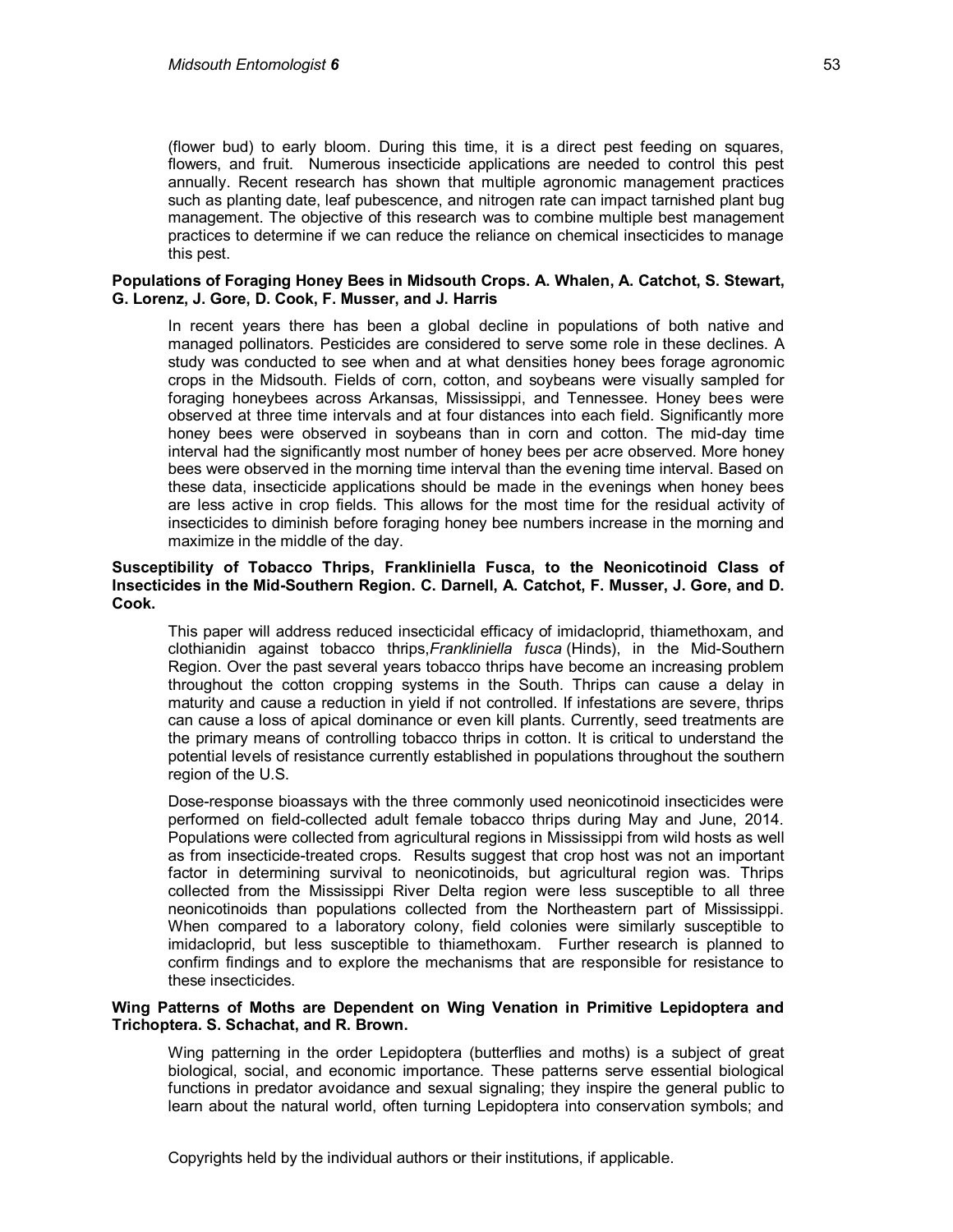(flower bud) to early bloom. During this time, it is a direct pest feeding on squares, flowers, and fruit. Numerous insecticide applications are needed to control this pest annually. Recent research has shown that multiple agronomic management practices such as planting date, leaf pubescence, and nitrogen rate can impact tarnished plant bug management. The objective of this research was to combine multiple best management practices to determine if we can reduce the reliance on chemical insecticides to manage this pest.

**Populations of Foraging Honey Bees in Midsouth Crops. A. Whalen, A. Catchot, S. Stewart, G. Lorenz, J. Gore, D. Cook, F. Musser, and J. Harris**

In recent years there has been a global decline in populations of both native and managed pollinators. Pesticides are considered to serve some role in these declines. A study was conducted to see when and at what densities honey bees forage agronomic crops in the Midsouth. Fields of corn, cotton, and soybeans were visually sampled for foraging honeybees across Arkansas, Mississippi, and Tennessee. Honey bees were observed at three time intervals and at four distances into each field. Significantly more honey bees were observed in soybeans than in corn and cotton. The mid-day time interval had the significantly most number of honey bees per acre observed. More honey bees were observed in the morning time interval than the evening time interval. Based on these data, insecticide applications should be made in the evenings when honey bees are less active in crop fields. This allows for the most time for the residual activity of insecticides to diminish before foraging honey bee numbers increase in the morning and maximize in the middle of the day.

**Susceptibility of Tobacco Thrips, Frankliniella Fusca, to the Neonicotinoid Class of Insecticides in the Mid-Southern Region. C. Darnell, A. Catchot, F. Musser, J. Gore, and D. Cook.**

This paper will address reduced insecticidal efficacy of imidacloprid, thiamethoxam, and clothianidin against tobacco thrips,*Frankliniella fusca* (Hinds), in the Mid-Southern Region. Over the past several years tobacco thrips have become an increasing problem throughout the cotton cropping systems in the South. Thrips can cause a delay in maturity and cause a reduction in yield if not controlled. If infestations are severe, thrips can cause a loss of apical dominance or even kill plants. Currently, seed treatments are the primary means of controlling tobacco thrips in cotton. It is critical to understand the potential levels of resistance currently established in populations throughout the southern region of the U.S.

Dose-response bioassays with the three commonly used neonicotinoid insecticides were performed on field-collected adult female tobacco thrips during May and June, 2014. Populations were collected from agricultural regions in Mississippi from wild hosts as well as from insecticide-treated crops. Results suggest that crop host was not an important factor in determining survival to neonicotinoids, but agricultural region was. Thrips collected from the Mississippi River Delta region were less susceptible to all three neonicotinoids than populations collected from the Northeastern part of Mississippi. When compared to a laboratory colony, field colonies were similarly susceptible to imidacloprid, but less susceptible to thiamethoxam. Further research is planned to confirm findings and to explore the mechanisms that are responsible for resistance to these insecticides.

**Wing Patterns of Moths are Dependent on Wing Venation in Primitive Lepidoptera and Trichoptera. S. Schachat, and R. Brown.**

Wing patterning in the order Lepidoptera (butterflies and moths) is a subject of great biological, social, and economic importance. These patterns serve essential biological functions in predator avoidance and sexual signaling; they inspire the general public to learn about the natural world, often turning Lepidoptera into conservation symbols; and

Copyrights held by the individual authors or their institutions, if applicable.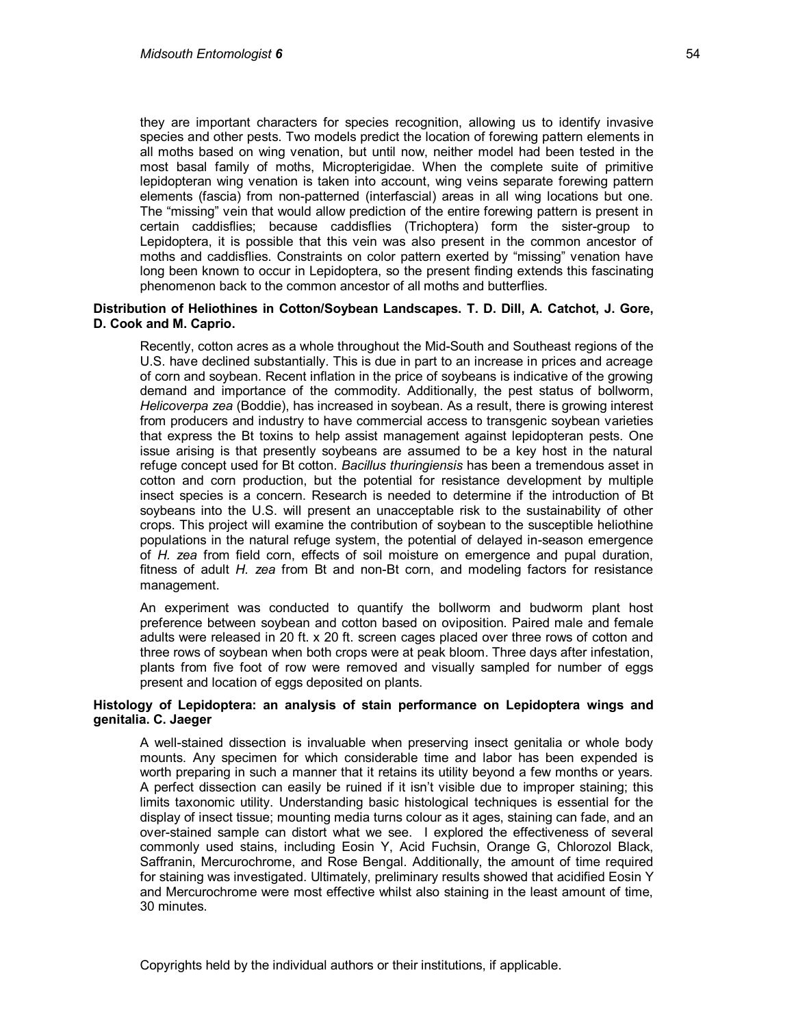they are important characters for species recognition, allowing us to identify invasive species and other pests. Two models predict the location of forewing pattern elements in all moths based on wing venation, but until now, neither model had been tested in the most basal family of moths, Micropterigidae. When the complete suite of primitive lepidopteran wing venation is taken into account, wing veins separate forewing pattern elements (fascia) from non-patterned (interfascial) areas in all wing locations but one. The "missing" vein that would allow prediction of the entire forewing pattern is present in certain caddisflies; because caddisflies (Trichoptera) form the sister-group to Lepidoptera, it is possible that this vein was also present in the common ancestor of moths and caddisflies. Constraints on color pattern exerted by "missing" venation have long been known to occur in Lepidoptera, so the present finding extends this fascinating phenomenon back to the common ancestor of all moths and butterflies.

**Distribution of Heliothines in Cotton/Soybean Landscapes. T. D. Dill, A. Catchot, J. Gore, D. Cook and M. Caprio.**

Recently, cotton acres as a whole throughout the Mid-South and Southeast regions of the U.S. have declined substantially. This is due in part to an increase in prices and acreage of corn and soybean. Recent inflation in the price of soybeans is indicative of the growing demand and importance of the commodity. Additionally, the pest status of bollworm, *Helicoverpa zea* (Boddie), has increased in soybean. As a result, there is growing interest from producers and industry to have commercial access to transgenic soybean varieties that express the Bt toxins to help assist management against lepidopteran pests. One issue arising is that presently soybeans are assumed to be a key host in the natural refuge concept used for Bt cotton. *Bacillus thuringiensis* has been a tremendous asset in cotton and corn production, but the potential for resistance development by multiple insect species is a concern. Research is needed to determine if the introduction of Bt soybeans into the U.S. will present an unacceptable risk to the sustainability of other crops. This project will examine the contribution of soybean to the susceptible heliothine populations in the natural refuge system, the potential of delayed in-season emergence of *H. zea* from field corn, effects of soil moisture on emergence and pupal duration, fitness of adult *H. zea* from Bt and non-Bt corn, and modeling factors for resistance management.

An experiment was conducted to quantify the bollworm and budworm plant host preference between soybean and cotton based on oviposition. Paired male and female adults were released in 20 ft. x 20 ft. screen cages placed over three rows of cotton and three rows of soybean when both crops were at peak bloom. Three days after infestation, plants from five foot of row were removed and visually sampled for number of eggs present and location of eggs deposited on plants.

**Histology of Lepidoptera: an analysis of stain performance on Lepidoptera wings and genitalia. C. Jaeger**

A well-stained dissection is invaluable when preserving insect genitalia or whole body mounts. Any specimen for which considerable time and labor has been expended is worth preparing in such a manner that it retains its utility beyond a few months or years. A perfect dissection can easily be ruined if it isn't visible due to improper staining; this limits taxonomic utility. Understanding basic histological techniques is essential for the display of insect tissue; mounting media turns colour as it ages, staining can fade, and an over-stained sample can distort what we see. I explored the effectiveness of several commonly used stains, including Eosin Y, Acid Fuchsin, Orange G, Chlorozol Black, Saffranin, Mercurochrome, and Rose Bengal. Additionally, the amount of time required for staining was investigated. Ultimately, preliminary results showed that acidified Eosin Y and Mercurochrome were most effective whilst also staining in the least amount of time, 30 minutes.

Copyrights held by the individual authors or their institutions, if applicable.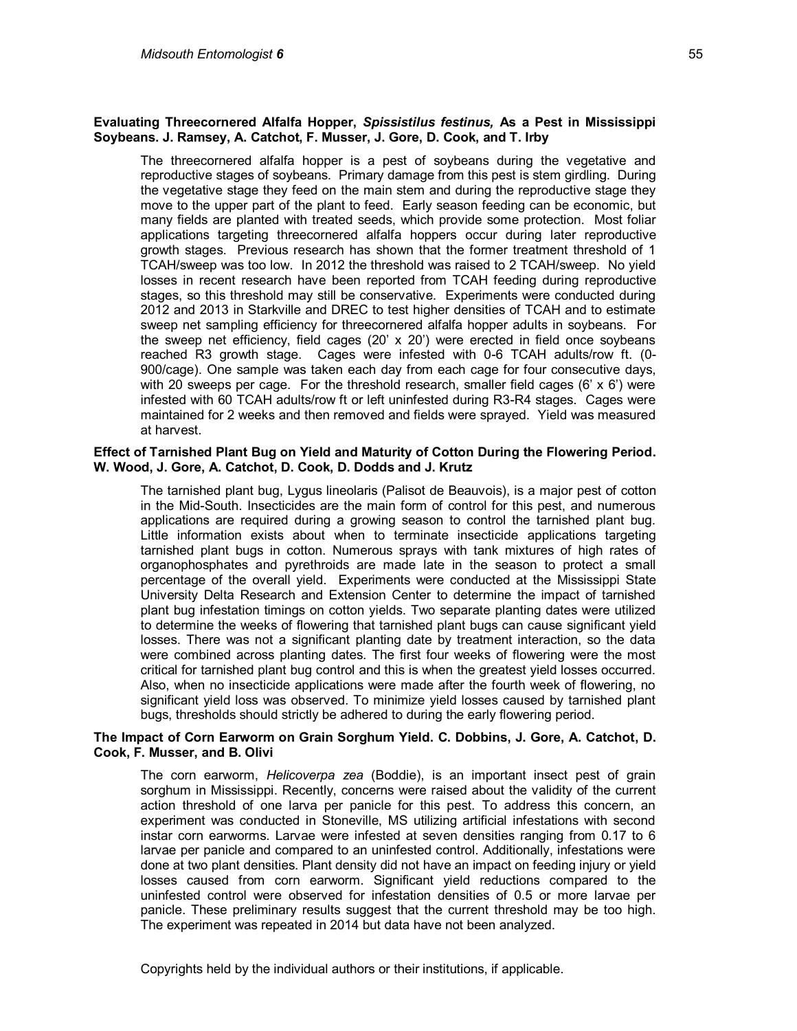**Evaluating Threecornered Alfalfa Hopper, *Spissistilus festinus,* As a Pest in Mississippi Soybeans. J. Ramsey, A. Catchot, F. Musser, J. Gore, D. Cook, and T. Irby**

The threecornered alfalfa hopper is a pest of soybeans during the vegetative and reproductive stages of soybeans. Primary damage from this pest is stem girdling. During the vegetative stage they feed on the main stem and during the reproductive stage they move to the upper part of the plant to feed. Early season feeding can be economic, but many fields are planted with treated seeds, which provide some protection. Most foliar applications targeting threecornered alfalfa hoppers occur during later reproductive growth stages. Previous research has shown that the former treatment threshold of 1 TCAH/sweep was too low. In 2012 the threshold was raised to 2 TCAH/sweep. No yield losses in recent research have been reported from TCAH feeding during reproductive stages, so this threshold may still be conservative. Experiments were conducted during 2012 and 2013 in Starkville and DREC to test higher densities of TCAH and to estimate sweep net sampling efficiency for threecornered alfalfa hopper adults in soybeans. For the sweep net efficiency, field cages (20' x 20') were erected in field once soybeans reached R3 growth stage. Cages were infested with 0-6 TCAH adults/row ft. (0-900/cage). One sample was taken each day from each cage for four consecutive days, with 20 sweeps per cage. For the threshold research, smaller field cages (6' x 6') were infested with 60 TCAH adults/row ft or left uninfested during R3-R4 stages. Cages were maintained for 2 weeks and then removed and fields were sprayed. Yield was measured at harvest.

**Effect of Tarnished Plant Bug on Yield and Maturity of Cotton During the Flowering Period. W. Wood, J. Gore, A. Catchot, D. Cook, D. Dodds and J. Krutz**

The tarnished plant bug, Lygus lineolaris (Palisot de Beauvois), is a major pest of cotton in the Mid-South. Insecticides are the main form of control for this pest, and numerous applications are required during a growing season to control the tarnished plant bug. Little information exists about when to terminate insecticide applications targeting tarnished plant bugs in cotton. Numerous sprays with tank mixtures of high rates of organophosphates and pyrethroids are made late in the season to protect a small percentage of the overall yield. Experiments were conducted at the Mississippi State University Delta Research and Extension Center to determine the impact of tarnished plant bug infestation timings on cotton yields. Two separate planting dates were utilized to determine the weeks of flowering that tarnished plant bugs can cause significant yield losses. There was not a significant planting date by treatment interaction, so the data were combined across planting dates. The first four weeks of flowering were the most critical for tarnished plant bug control and this is when the greatest yield losses occurred. Also, when no insecticide applications were made after the fourth week of flowering, no significant yield loss was observed. To minimize yield losses caused by tarnished plant bugs, thresholds should strictly be adhered to during the early flowering period.

**The Impact of Corn Earworm on Grain Sorghum Yield. C. Dobbins, J. Gore, A. Catchot, D. Cook, F. Musser, and B. Olivi**

The corn earworm, *Helicoverpa zea* (Boddie), is an important insect pest of grain sorghum in Mississippi. Recently, concerns were raised about the validity of the current action threshold of one larva per panicle for this pest. To address this concern, an experiment was conducted in Stoneville, MS utilizing artificial infestations with second instar corn earworms. Larvae were infested at seven densities ranging from 0.17 to 6 larvae per panicle and compared to an uninfested control. Additionally, infestations were done at two plant densities. Plant density did not have an impact on feeding injury or yield losses caused from corn earworm. Significant yield reductions compared to the uninfested control were observed for infestation densities of 0.5 or more larvae per panicle. These preliminary results suggest that the current threshold may be too high. The experiment was repeated in 2014 but data have not been analyzed.

Copyrights held by the individual authors or their institutions, if applicable.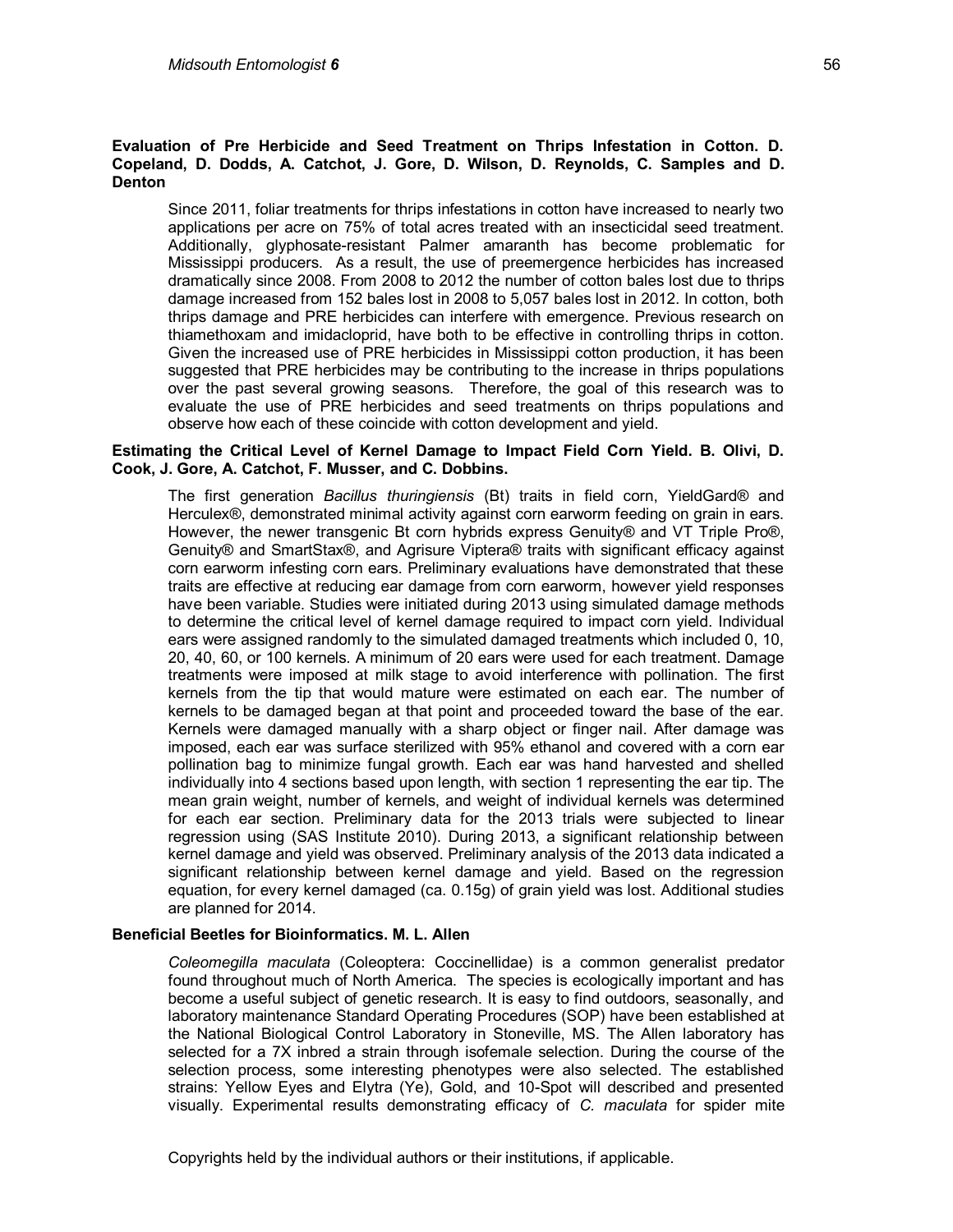**Evaluation of Pre Herbicide and Seed Treatment on Thrips Infestation in Cotton. D. Copeland, D. Dodds, A. Catchot, J. Gore, D. Wilson, D. Reynolds, C. Samples and D. Denton**

Since 2011, foliar treatments for thrips infestations in cotton have increased to nearly two applications per acre on 75% of total acres treated with an insecticidal seed treatment. Additionally, glyphosate-resistant Palmer amaranth has become problematic for Mississippi producers. As a result, the use of preemergence herbicides has increased dramatically since 2008. From 2008 to 2012 the number of cotton bales lost due to thrips damage increased from 152 bales lost in 2008 to 5,057 bales lost in 2012. In cotton, both thrips damage and PRE herbicides can interfere with emergence. Previous research on thiamethoxam and imidacloprid, have both to be effective in controlling thrips in cotton. Given the increased use of PRE herbicides in Mississippi cotton production, it has been suggested that PRE herbicides may be contributing to the increase in thrips populations over the past several growing seasons. Therefore, the goal of this research was to evaluate the use of PRE herbicides and seed treatments on thrips populations and observe how each of these coincide with cotton development and yield.

**Estimating the Critical Level of Kernel Damage to Impact Field Corn Yield. B. Olivi, D. Cook, J. Gore, A. Catchot, F. Musser, and C. Dobbins.**

The first generation *Bacillus thuringiensis* (Bt) traits in field corn, YieldGard® and Herculex®, demonstrated minimal activity against corn earworm feeding on grain in ears. However, the newer transgenic Bt corn hybrids express Genuity® and VT Triple Pro®, Genuity® and SmartStax®, and Agrisure Viptera® traits with significant efficacy against corn earworm infesting corn ears. Preliminary evaluations have demonstrated that these traits are effective at reducing ear damage from corn earworm, however yield responses have been variable. Studies were initiated during 2013 using simulated damage methods to determine the critical level of kernel damage required to impact corn yield. Individual ears were assigned randomly to the simulated damaged treatments which included 0, 10, 20, 40, 60, or 100 kernels. A minimum of 20 ears were used for each treatment. Damage treatments were imposed at milk stage to avoid interference with pollination. The first kernels from the tip that would mature were estimated on each ear. The number of kernels to be damaged began at that point and proceeded toward the base of the ear. Kernels were damaged manually with a sharp object or finger nail. After damage was imposed, each ear was surface sterilized with 95% ethanol and covered with a corn ear pollination bag to minimize fungal growth. Each ear was hand harvested and shelled individually into 4 sections based upon length, with section 1 representing the ear tip. The mean grain weight, number of kernels, and weight of individual kernels was determined for each ear section. Preliminary data for the 2013 trials were subjected to linear regression using (SAS Institute 2010). During 2013, a significant relationship between kernel damage and yield was observed. Preliminary analysis of the 2013 data indicated a significant relationship between kernel damage and yield. Based on the regression equation, for every kernel damaged (ca. 0.15g) of grain yield was lost. Additional studies are planned for 2014.

**Beneficial Beetles for Bioinformatics. M. L. Allen**

*Coleomegilla maculata* (Coleoptera: Coccinellidae) is a common generalist predator found throughout much of North America. The species is ecologically important and has become a useful subject of genetic research. It is easy to find outdoors, seasonally, and laboratory maintenance Standard Operating Procedures (SOP) have been established at the National Biological Control Laboratory in Stoneville, MS. The Allen laboratory has selected for a 7X inbred a strain through isofemale selection. During the course of the selection process, some interesting phenotypes were also selected. The established strains: Yellow Eyes and Elytra (Ye), Gold, and 10-Spot will described and presented visually. Experimental results demonstrating efficacy of *C. maculata* for spider mite

Copyrights held by the individual authors or their institutions, if applicable.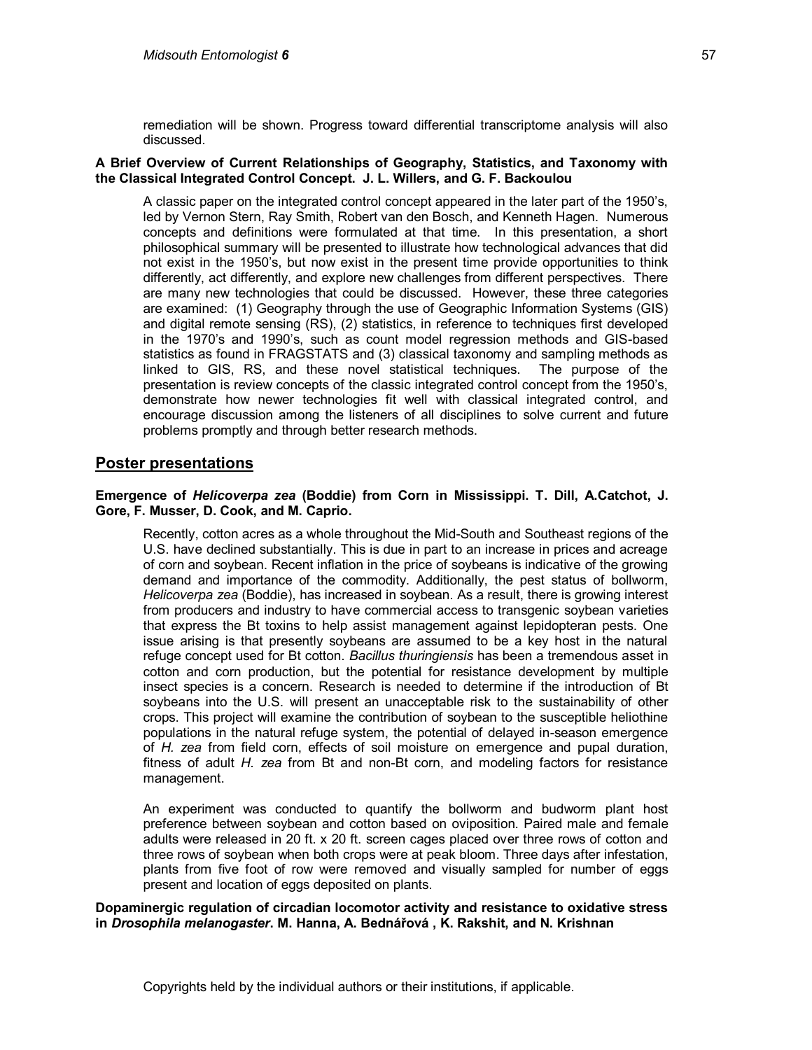remediation will be shown. Progress toward differential transcriptome analysis will also discussed.

**A Brief Overview of Current Relationships of Geography, Statistics, and Taxonomy with the Classical Integrated Control Concept. J. L. Willers, and G. F. Backoulou**

A classic paper on the integrated control concept appeared in the later part of the 1950's, led by Vernon Stern, Ray Smith, Robert van den Bosch, and Kenneth Hagen. Numerous concepts and definitions were formulated at that time. In this presentation, a short philosophical summary will be presented to illustrate how technological advances that did not exist in the 1950's, but now exist in the present time provide opportunities to think differently, act differently, and explore new challenges from different perspectives. There are many new technologies that could be discussed. However, these three categories are examined: (1) Geography through the use of Geographic Information Systems (GIS) and digital remote sensing (RS), (2) statistics, in reference to techniques first developed in the 1970's and 1990's, such as count model regression methods and GIS-based statistics as found in FRAGSTATS and (3) classical taxonomy and sampling methods as linked to GIS, RS, and these novel statistical techniques. The purpose of the presentation is review concepts of the classic integrated control concept from the 1950's, demonstrate how newer technologies fit well with classical integrated control, and encourage discussion among the listeners of all disciplines to solve current and future problems promptly and through better research methods.

## Poster presentations

**Emergence of *Helicoverpa zea* (Boddie) from Corn in Mississippi. T. Dill, A.Catchot, J. Gore, F. Musser, D. Cook, and M. Caprio.**

Recently, cotton acres as a whole throughout the Mid-South and Southeast regions of the U.S. have declined substantially. This is due in part to an increase in prices and acreage of corn and soybean. Recent inflation in the price of soybeans is indicative of the growing demand and importance of the commodity. Additionally, the pest status of bollworm, *Helicoverpa zea* (Boddie), has increased in soybean. As a result, there is growing interest from producers and industry to have commercial access to transgenic soybean varieties that express the Bt toxins to help assist management against lepidopteran pests. One issue arising is that presently soybeans are assumed to be a key host in the natural refuge concept used for Bt cotton. *Bacillus thuringiensis* has been a tremendous asset in cotton and corn production, but the potential for resistance development by multiple insect species is a concern. Research is needed to determine if the introduction of Bt soybeans into the U.S. will present an unacceptable risk to the sustainability of other crops. This project will examine the contribution of soybean to the susceptible heliothine populations in the natural refuge system, the potential of delayed in-season emergence of *H. zea* from field corn, effects of soil moisture on emergence and pupal duration, fitness of adult *H. zea* from Bt and non-Bt corn, and modeling factors for resistance management.

An experiment was conducted to quantify the bollworm and budworm plant host preference between soybean and cotton based on oviposition. Paired male and female adults were released in 20 ft. x 20 ft. screen cages placed over three rows of cotton and three rows of soybean when both crops were at peak bloom. Three days after infestation, plants from five foot of row were removed and visually sampled for number of eggs present and location of eggs deposited on plants.

**Dopaminergic regulation of circadian locomotor activity and resistance to oxidative stress in *Drosophila melanogaster*. M. Hanna, A. Bednářová , K. Rakshit, and N. Krishnan**

Copyrights held by the individual authors or their institutions, if applicable.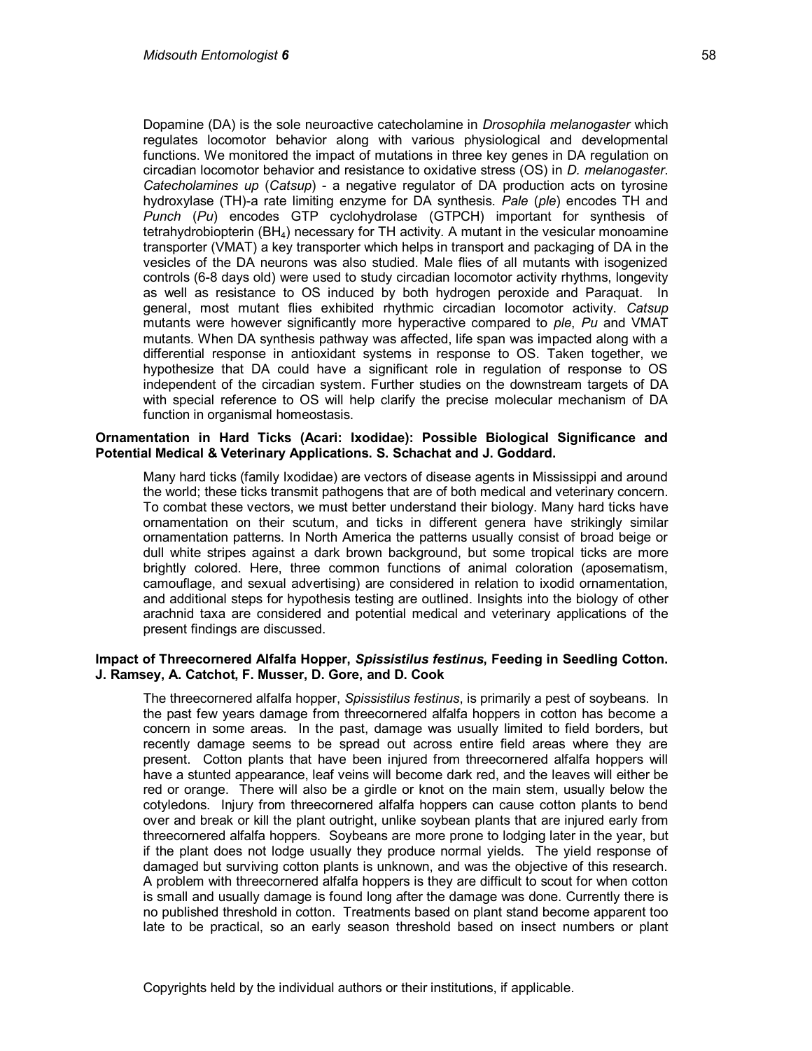Dopamine (DA) is the sole neuroactive catecholamine in *Drosophila melanogaster* which regulates locomotor behavior along with various physiological and developmental functions. We monitored the impact of mutations in three key genes in DA regulation on circadian locomotor behavior and resistance to oxidative stress (OS) in *D. melanogaster*. *Catecholamines up* (*Catsup*) - a negative regulator of DA production acts on tyrosine hydroxylase (TH)-a rate limiting enzyme for DA synthesis. *Pale* (*ple*) encodes TH and *Punch* (*Pu*) encodes GTP cyclohydrolase (GTPCH) important for synthesis of tetrahydrobiopterin ($BH_4$) necessary for TH activity. A mutant in the vesicular monoamine transporter (VMAT) a key transporter which helps in transport and packaging of DA in the vesicles of the DA neurons was also studied. Male flies of all mutants with isogenized controls (6-8 days old) were used to study circadian locomotor activity rhythms, longevity as well as resistance to OS induced by both hydrogen peroxide and Paraquat. In general, most mutant flies exhibited rhythmic circadian locomotor activity. *Catsup* mutants were however significantly more hyperactive compared to *ple*, *Pu* and VMAT mutants. When DA synthesis pathway was affected, life span was impacted along with a differential response in antioxidant systems in response to OS. Taken together, we hypothesize that DA could have a significant role in regulation of response to OS independent of the circadian system. Further studies on the downstream targets of DA with special reference to OS will help clarify the precise molecular mechanism of DA function in organismal homeostasis.

**Ornamentation in Hard Ticks (Acari: Ixodidae): Possible Biological Significance and Potential Medical & Veterinary Applications. S. Schachat and J. Goddard.**

Many hard ticks (family Ixodidae) are vectors of disease agents in Mississippi and around the world; these ticks transmit pathogens that are of both medical and veterinary concern. To combat these vectors, we must better understand their biology. Many hard ticks have ornamentation on their scutum, and ticks in different genera have strikingly similar ornamentation patterns. In North America the patterns usually consist of broad beige or dull white stripes against a dark brown background, but some tropical ticks are more brightly colored. Here, three common functions of animal coloration (aposematism, camouflage, and sexual advertising) are considered in relation to ixodid ornamentation, and additional steps for hypothesis testing are outlined. Insights into the biology of other arachnid taxa are considered and potential medical and veterinary applications of the present findings are discussed.

**Impact of Threecornered Alfalfa Hopper, *Spissistilus festinus*, Feeding in Seedling Cotton. J. Ramsey, A. Catchot, F. Musser, D. Gore, and D. Cook**

The threecornered alfalfa hopper, *Spissistilus festinus*, is primarily a pest of soybeans. In the past few years damage from threecornered alfalfa hoppers in cotton has become a concern in some areas. In the past, damage was usually limited to field borders, but recently damage seems to be spread out across entire field areas where they are present. Cotton plants that have been injured from threecornered alfalfa hoppers will have a stunted appearance, leaf veins will become dark red, and the leaves will either be red or orange. There will also be a girdle or knot on the main stem, usually below the cotyledons. Injury from threecornered alfalfa hoppers can cause cotton plants to bend over and break or kill the plant outright, unlike soybean plants that are injured early from threecornered alfalfa hoppers. Soybeans are more prone to lodging later in the year, but if the plant does not lodge usually they produce normal yields. The yield response of damaged but surviving cotton plants is unknown, and was the objective of this research. A problem with threecornered alfalfa hoppers is they are difficult to scout for when cotton is small and usually damage is found long after the damage was done. Currently there is no published threshold in cotton. Treatments based on plant stand become apparent too late to be practical, so an early season threshold based on insect numbers or plant

Copyrights held by the individual authors or their institutions, if applicable.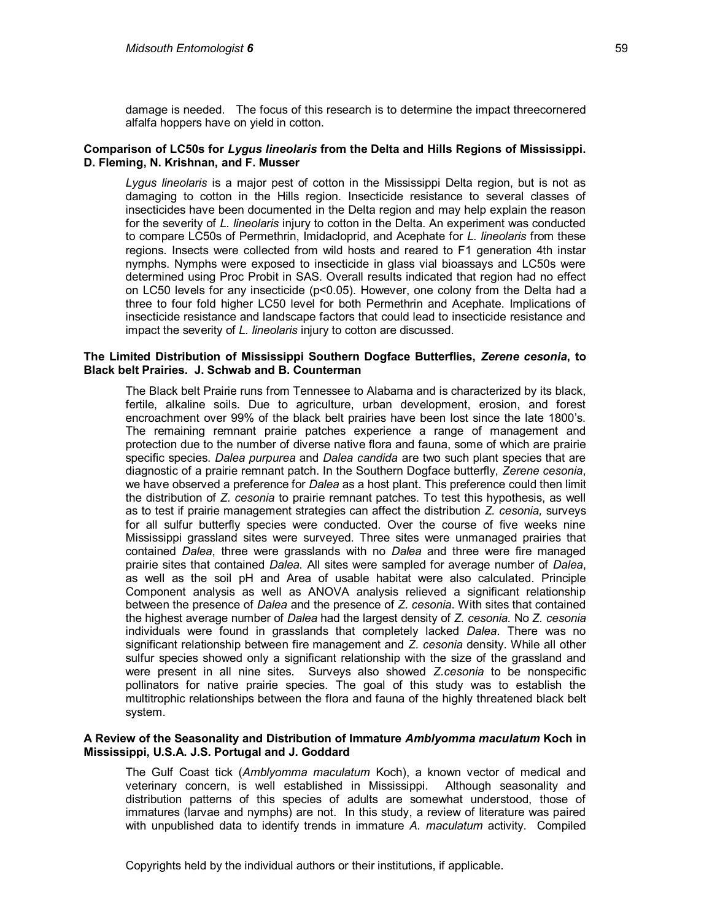damage is needed. The focus of this research is to determine the impact threecornered alfalfa hoppers have on yield in cotton.

**Comparison of LC50s for *Lygus lineolaris* from the Delta and Hills Regions of Mississippi. D. Fleming, N. Krishnan, and F. Musser**

*Lygus lineolaris* is a major pest of cotton in the Mississippi Delta region, but is not as damaging to cotton in the Hills region. Insecticide resistance to several classes of insecticides have been documented in the Delta region and may help explain the reason for the severity of *L. lineolaris* injury to cotton in the Delta. An experiment was conducted to compare LC50s of Permethrin, Imidacloprid, and Acephate for *L. lineolaris* from these regions. Insects were collected from wild hosts and reared to F1 generation 4th instar nymphs. Nymphs were exposed to insecticide in glass vial bioassays and LC50s were determined using Proc Probit in SAS. Overall results indicated that region had no effect on LC50 levels for any insecticide ($p<0.05$). However, one colony from the Delta had a three to four fold higher LC50 level for both Permethrin and Acephate. Implications of insecticide resistance and landscape factors that could lead to insecticide resistance and impact the severity of *L. lineolaris* injury to cotton are discussed.

**The Limited Distribution of Mississippi Southern Dogface Butterflies, *Zerene cesonia*, to Black belt Prairies. J. Schwab and B. Counterman**

The Black belt Prairie runs from Tennessee to Alabama and is characterized by its black, fertile, alkaline soils. Due to agriculture, urban development, erosion, and forest encroachment over 99% of the black belt prairies have been lost since the late 1800's. The remaining remnant prairie patches experience a range of management and protection due to the number of diverse native flora and fauna, some of which are prairie specific species. *Dalea purpurea* and *Dalea candida* are two such plant species that are diagnostic of a prairie remnant patch. In the Southern Dogface butterfly, *Zerene cesonia*, we have observed a preference for *Dalea* as a host plant. This preference could then limit the distribution of *Z. cesonia* to prairie remnant patches. To test this hypothesis, as well as to test if prairie management strategies can affect the distribution *Z. cesonia,* surveys for all sulfur butterfly species were conducted. Over the course of five weeks nine Mississippi grassland sites were surveyed. Three sites were unmanaged prairies that contained *Dalea*, three were grasslands with no *Dalea* and three were fire managed prairie sites that contained *Dalea*. All sites were sampled for average number of *Dalea*, as well as the soil pH and Area of usable habitat were also calculated. Principle Component analysis as well as ANOVA analysis relieved a significant relationship between the presence of *Dalea* and the presence of *Z. cesonia*. With sites that contained the highest average number of *Dalea* had the largest density of *Z. cesonia.* No *Z. cesonia* individuals were found in grasslands that completely lacked *Dalea*. There was no significant relationship between fire management and *Z. cesonia* density. While all other sulfur species showed only a significant relationship with the size of the grassland and were present in all nine sites. Surveys also showed *Z.cesonia* to be nonspecific pollinators for native prairie species. The goal of this study was to establish the multitrophic relationships between the flora and fauna of the highly threatened black belt system.

**A Review of the Seasonality and Distribution of Immature *Amblyomma maculatum* Koch in Mississippi, U.S.A. J.S. Portugal and J. Goddard**

The Gulf Coast tick (*Amblyomma maculatum* Koch), a known vector of medical and veterinary concern, is well established in Mississippi. Although seasonality and distribution patterns of this species of adults are somewhat understood, those of immatures (larvae and nymphs) are not. In this study, a review of literature was paired with unpublished data to identify trends in immature *A. maculatum* activity. Compiled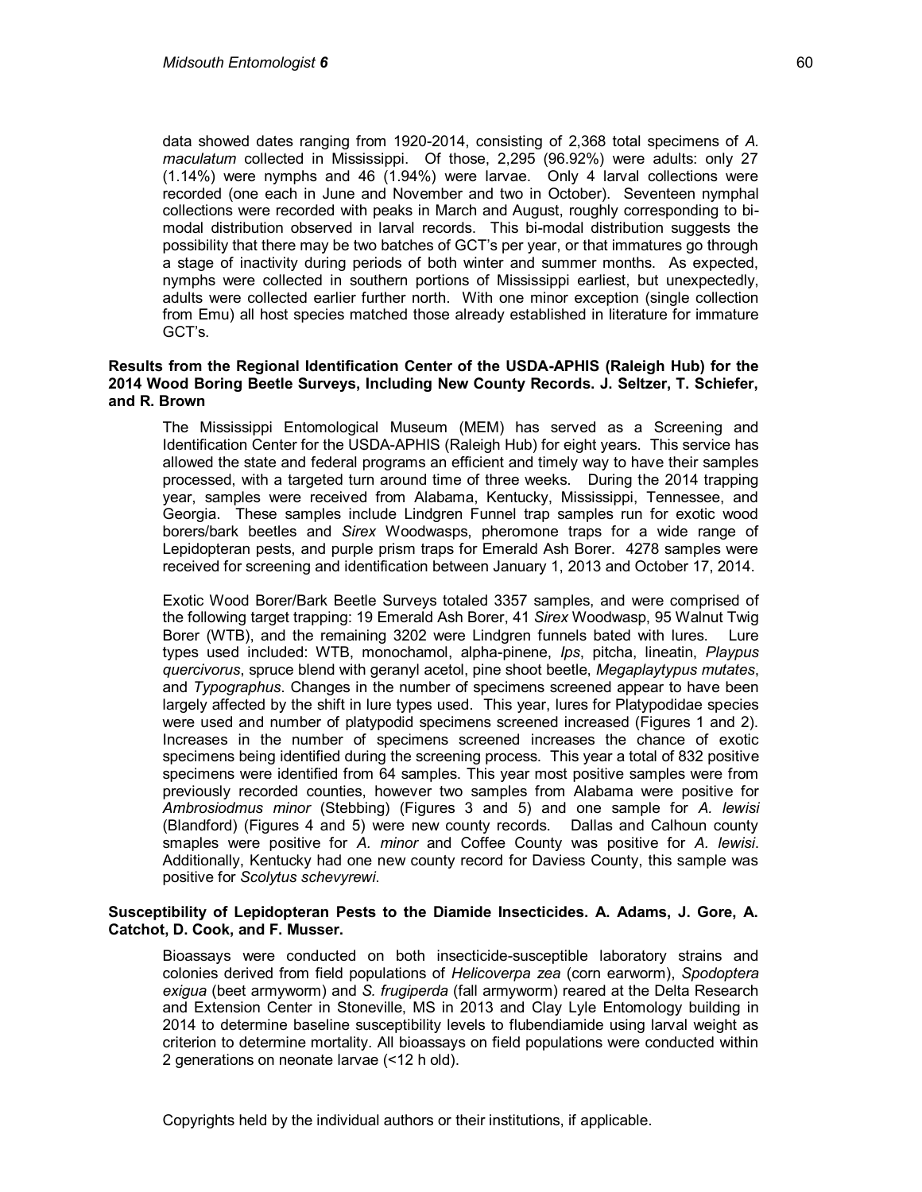data showed dates ranging from 1920-2014, consisting of 2,368 total specimens of *A. maculatum* collected in Mississippi. Of those, 2,295 (96.92%) were adults: only 27 (1.14%) were nymphs and 46 (1.94%) were larvae. Only 4 larval collections were recorded (one each in June and November and two in October). Seventeen nymphal collections were recorded with peaks in March and August, roughly corresponding to bi-modal distribution observed in larval records. This bi-modal distribution suggests the possibility that there may be two batches of GCT's per year, or that immatures go through a stage of inactivity during periods of both winter and summer months. As expected, nymphs were collected in southern portions of Mississippi earliest, but unexpectedly, adults were collected earlier further north. With one minor exception (single collection from Emu) all host species matched those already established in literature for immature GCT's.

**Results from the Regional Identification Center of the USDA-APHIS (Raleigh Hub) for the 2014 Wood Boring Beetle Surveys, Including New County Records. J. Seltzer, T. Schiefer, and R. Brown**

The Mississippi Entomological Museum (MEM) has served as a Screening and Identification Center for the USDA-APHIS (Raleigh Hub) for eight years. This service has allowed the state and federal programs an efficient and timely way to have their samples processed, with a targeted turn around time of three weeks. During the 2014 trapping year, samples were received from Alabama, Kentucky, Mississippi, Tennessee, and Georgia. These samples include Lindgren Funnel trap samples run for exotic wood borers/bark beetles and *Sirex* Woodwasps, pheromone traps for a wide range of Lepidopteran pests, and purple prism traps for Emerald Ash Borer. 4278 samples were received for screening and identification between January 1, 2013 and October 17, 2014.

Exotic Wood Borer/Bark Beetle Surveys totaled 3357 samples, and were comprised of the following target trapping: 19 Emerald Ash Borer, 41 *Sirex* Woodwasp, 95 Walnut Twig Borer (WTB), and the remaining 3202 were Lindgren funnels bated with lures. Lure types used included: WTB, monochamol, alpha-pinene, *Ips*, pitcha, lineatin, *Playpus quercivorus*, spruce blend with geranyl acetol, pine shoot beetle, *Megaplaytypus mutates*, and *Typographus*. Changes in the number of specimens screened appear to have been largely affected by the shift in lure types used. This year, lures for Platypodidae species were used and number of platypodid specimens screened increased (Figures 1 and 2). Increases in the number of specimens screened increases the chance of exotic specimens being identified during the screening process. This year a total of 832 positive specimens were identified from 64 samples. This year most positive samples were from previously recorded counties, however two samples from Alabama were positive for *Ambrosiodmus minor* (Stebbing) (Figures 3 and 5) and one sample for *A. lewisi* (Blandford) (Figures 4 and 5) were new county records. Dallas and Calhoun county smaples were positive for *A. minor* and Coffee County was positive for *A. lewisi*. Additionally, Kentucky had one new county record for Daviess County, this sample was positive for *Scolytus schevyrewi*.

**Susceptibility of Lepidopteran Pests to the Diamide Insecticides. A. Adams, J. Gore, A. Catchot, D. Cook, and F. Musser.**

Bioassays were conducted on both insecticide-susceptible laboratory strains and colonies derived from field populations of *Helicoverpa zea* (corn earworm), *Spodoptera exigua* (beet armyworm) and *S. frugiperda* (fall armyworm) reared at the Delta Research and Extension Center in Stoneville, MS in 2013 and Clay Lyle Entomology building in 2014 to determine baseline susceptibility levels to flubendiamide using larval weight as criterion to determine mortality. All bioassays on field populations were conducted within 2 generations on neonate larvae (<12 h old).

Copyrights held by the individual authors or their institutions, if applicable.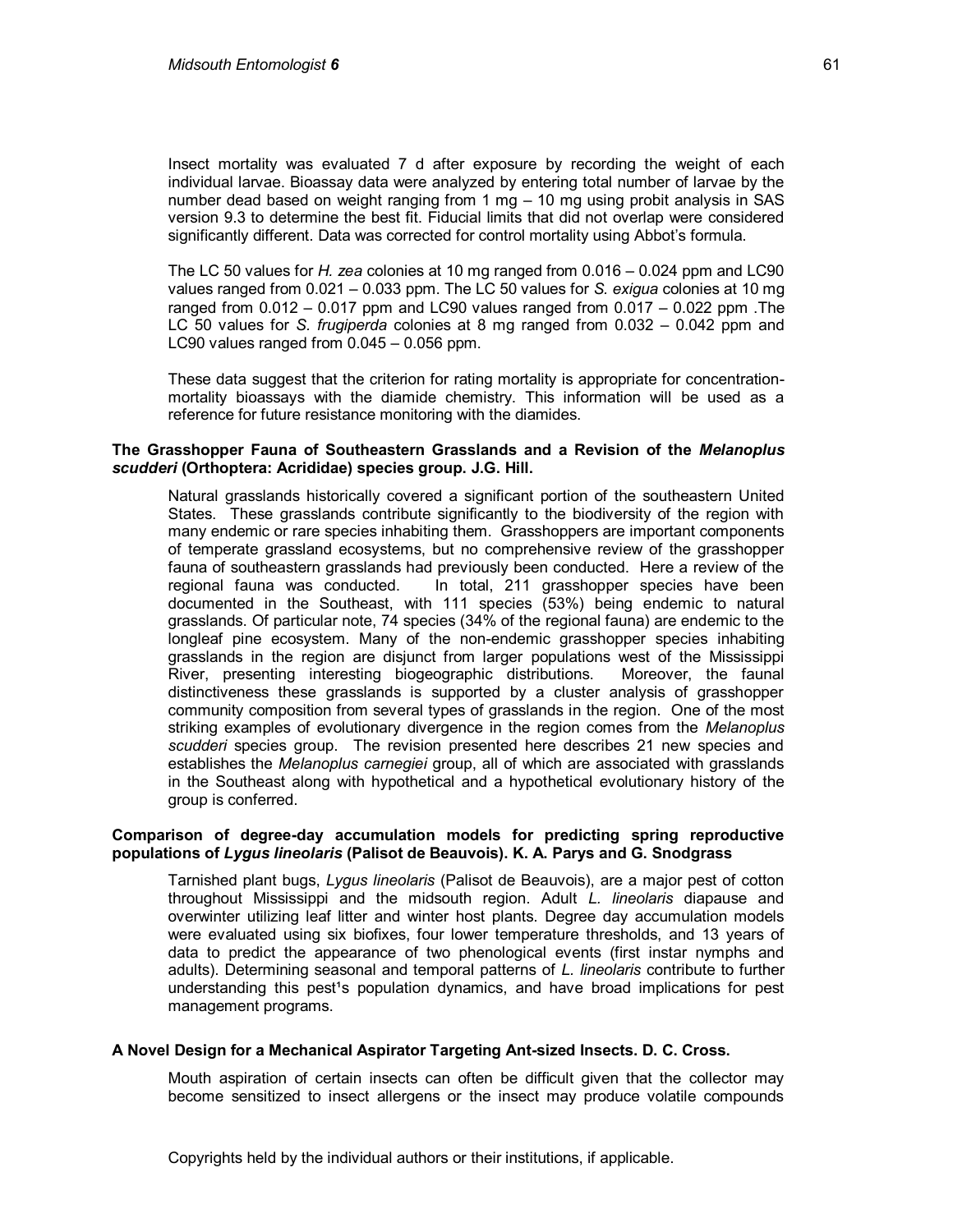Insect mortality was evaluated 7 d after exposure by recording the weight of each individual larvae. Bioassay data were analyzed by entering total number of larvae by the number dead based on weight ranging from 1 mg – 10 mg using probit analysis in SAS version 9.3 to determine the best fit. Fiducial limits that did not overlap were considered significantly different. Data was corrected for control mortality using Abbot's formula.

The LC 50 values for *H. zea* colonies at 10 mg ranged from 0.016 – 0.024 ppm and LC90 values ranged from 0.021 – 0.033 ppm. The LC 50 values for *S. exigua* colonies at 10 mg ranged from 0.012 – 0.017 ppm and LC90 values ranged from 0.017 – 0.022 ppm .The LC 50 values for *S. frugiperda* colonies at 8 mg ranged from 0.032 – 0.042 ppm and LC90 values ranged from 0.045 – 0.056 ppm.

These data suggest that the criterion for rating mortality is appropriate for concentration-mortality bioassays with the diamide chemistry. This information will be used as a reference for future resistance monitoring with the diamides.

**The Grasshopper Fauna of Southeastern Grasslands and a Revision of the *Melanoplus scudderi* (Orthoptera: Acrididae) species group. J.G. Hill.**

Natural grasslands historically covered a significant portion of the southeastern United States. These grasslands contribute significantly to the biodiversity of the region with many endemic or rare species inhabiting them. Grasshoppers are important components of temperate grassland ecosystems, but no comprehensive review of the grasshopper fauna of southeastern grasslands had previously been conducted. Here a review of the regional fauna was conducted. In total, 211 grasshopper species have been documented in the Southeast, with 111 species (53%) being endemic to natural grasslands. Of particular note, 74 species (34% of the regional fauna) are endemic to the longleaf pine ecosystem. Many of the non-endemic grasshopper species inhabiting grasslands in the region are disjunct from larger populations west of the Mississippi River, presenting interesting biogeographic distributions. Moreover, the faunal distinctiveness these grasslands is supported by a cluster analysis of grasshopper community composition from several types of grasslands in the region. One of the most striking examples of evolutionary divergence in the region comes from the *Melanoplus scudderi* species group. The revision presented here describes 21 new species and establishes the *Melanoplus carnegiei* group, all of which are associated with grasslands in the Southeast along with hypothetical and a hypothetical evolutionary history of the group is conferred.

**Comparison of degree-day accumulation models for predicting spring reproductive populations of *Lygus lineolaris* (Palisot de Beauvois). K. A. Parys and G. Snodgrass**

Tarnished plant bugs, *Lygus lineolaris* (Palisot de Beauvois), are a major pest of cotton throughout Mississippi and the midsouth region. Adult *L. lineolaris* diapause and overwinter utilizing leaf litter and winter host plants. Degree day accumulation models were evaluated using six biofixes, four lower temperature thresholds, and 13 years of data to predict the appearance of two phenological events (first instar nymphs and adults). Determining seasonal and temporal patterns of *L. lineolaris* contribute to further understanding this pest¹s population dynamics, and have broad implications for pest management programs.

**A Novel Design for a Mechanical Aspirator Targeting Ant-sized Insects. D. C. Cross.**

Mouth aspiration of certain insects can often be difficult given that the collector may become sensitized to insect allergens or the insect may produce volatile compounds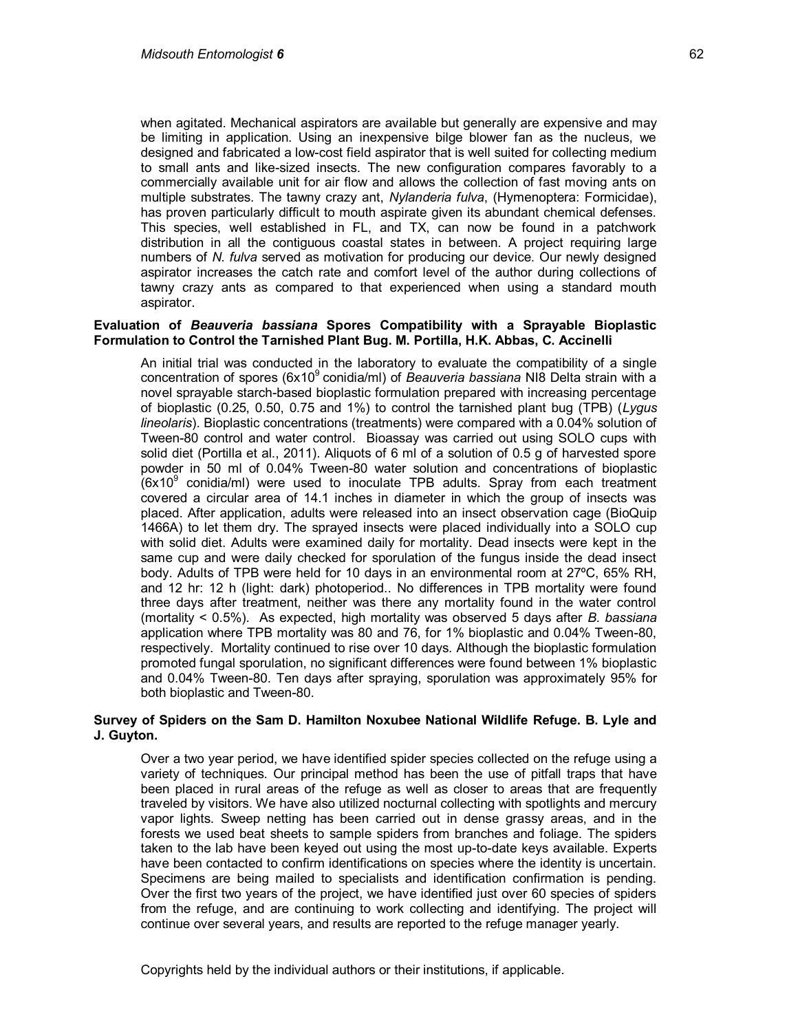when agitated. Mechanical aspirators are available but generally are expensive and may be limiting in application. Using an inexpensive bilge blower fan as the nucleus, we designed and fabricated a low-cost field aspirator that is well suited for collecting medium to small ants and like-sized insects. The new configuration compares favorably to a commercially available unit for air flow and allows the collection of fast moving ants on multiple substrates. The tawny crazy ant, *Nylanderia fulva*, (Hymenoptera: Formicidae), has proven particularly difficult to mouth aspirate given its abundant chemical defenses. This species, well established in FL, and TX, can now be found in a patchwork distribution in all the contiguous coastal states in between. A project requiring large numbers of *N. fulva* served as motivation for producing our device. Our newly designed aspirator increases the catch rate and comfort level of the author during collections of tawny crazy ants as compared to that experienced when using a standard mouth aspirator.

**Evaluation of *Beauveria bassiana* Spores Compatibility with a Sprayable Bioplastic Formulation to Control the Tarnished Plant Bug. M. Portilla, H.K. Abbas, C. Accinelli**

An initial trial was conducted in the laboratory to evaluate the compatibility of a single concentration of spores ($6x10^9$ conidia/ml) of *Beauveria bassiana* NI8 Delta strain with a novel sprayable starch-based bioplastic formulation prepared with increasing percentage of bioplastic (0.25, 0.50, 0.75 and 1%) to control the tarnished plant bug (TPB) (*Lygus lineolaris*). Bioplastic concentrations (treatments) were compared with a 0.04% solution of Tween-80 control and water control. Bioassay was carried out using SOLO cups with solid diet (Portilla et al., 2011). Aliquots of 6 ml of a solution of 0.5 g of harvested spore powder in 50 ml of 0.04% Tween-80 water solution and concentrations of bioplastic ($6x10^9$ conidia/ml) were used to inoculate TPB adults. Spray from each treatment covered a circular area of 14.1 inches in diameter in which the group of insects was placed. After application, adults were released into an insect observation cage (BioQuip 1466A) to let them dry. The sprayed insects were placed individually into a SOLO cup with solid diet. Adults were examined daily for mortality. Dead insects were kept in the same cup and were daily checked for sporulation of the fungus inside the dead insect body. Adults of TPB were held for 10 days in an environmental room at 27ºC, 65% RH, and 12 hr: 12 h (light: dark) photoperiod.. No differences in TPB mortality were found three days after treatment, neither was there any mortality found in the water control (mortality < 0.5%). As expected, high mortality was observed 5 days after *B. bassiana* application where TPB mortality was 80 and 76, for 1% bioplastic and 0.04% Tween-80, respectively. Mortality continued to rise over 10 days. Although the bioplastic formulation promoted fungal sporulation, no significant differences were found between 1% bioplastic and 0.04% Tween-80. Ten days after spraying, sporulation was approximately 95% for both bioplastic and Tween-80.

**Survey of Spiders on the Sam D. Hamilton Noxubee National Wildlife Refuge. B. Lyle and J. Guyton.**

Over a two year period, we have identified spider species collected on the refuge using a variety of techniques. Our principal method has been the use of pitfall traps that have been placed in rural areas of the refuge as well as closer to areas that are frequently traveled by visitors. We have also utilized nocturnal collecting with spotlights and mercury vapor lights. Sweep netting has been carried out in dense grassy areas, and in the forests we used beat sheets to sample spiders from branches and foliage. The spiders taken to the lab have been keyed out using the most up-to-date keys available. Experts have been contacted to confirm identifications on species where the identity is uncertain. Specimens are being mailed to specialists and identification confirmation is pending. Over the first two years of the project, we have identified just over 60 species of spiders from the refuge, and are continuing to work collecting and identifying. The project will continue over several years, and results are reported to the refuge manager yearly.

Copyrights held by the individual authors or their institutions, if applicable.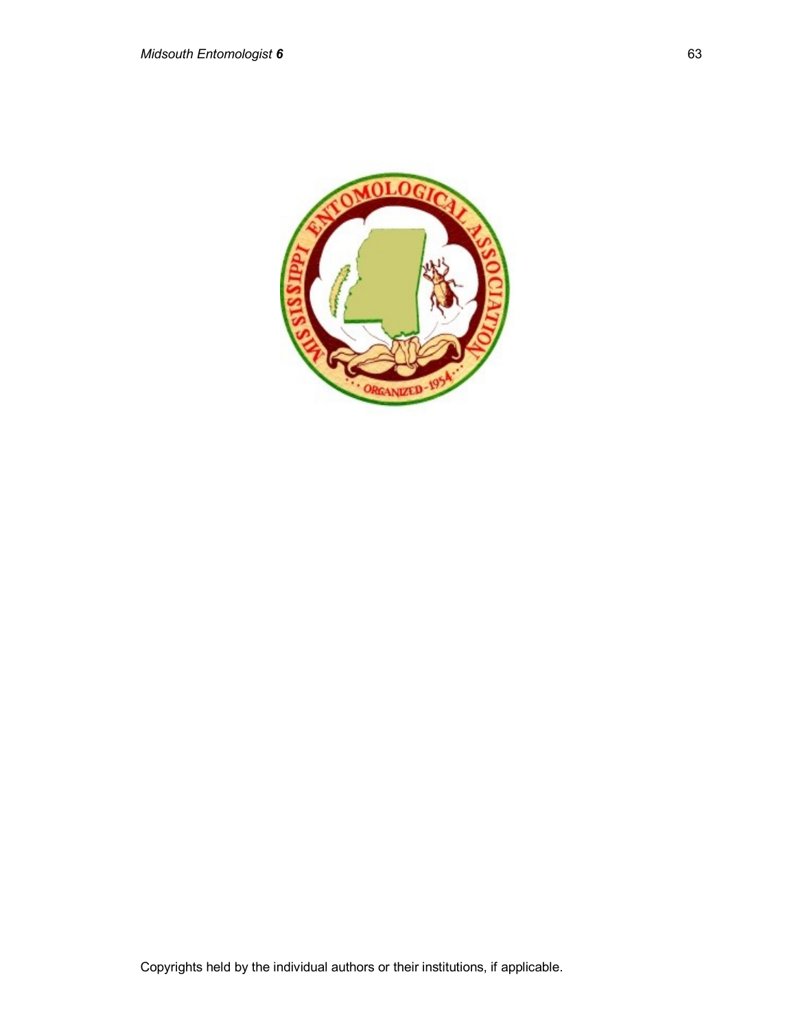Copyrights held by the individual authors or their institutions, if applicable.